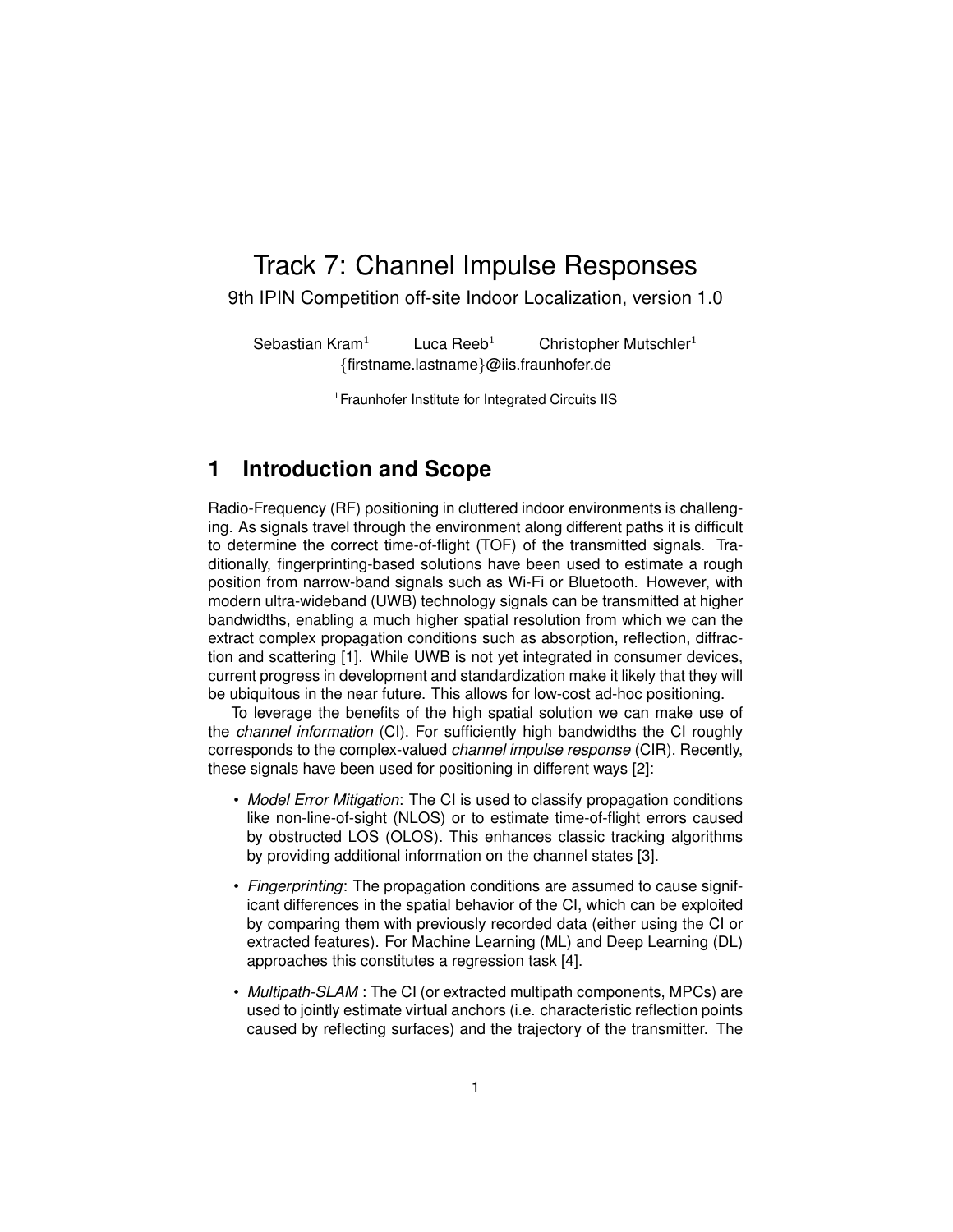# Track 7: Channel Impulse Responses

9th IPIN Competition off-site Indoor Localization, version 1.0

Sebastian Kram[1] Luca Reeb[1] Christopher Mutschler[1]
{firstname.lastname}@iis.fraunhofer.de

[1]Fraunhofer Institute for Integrated Circuits IIS

## 1 Introduction and Scope

Radio-Frequency (RF) positioning in cluttered indoor environments is challenging. As signals travel through the environment along different paths it is difficult to determine the correct time-of-flight (TOF) of the transmitted signals. Traditionally, fingerprinting-based solutions have been used to estimate a rough position from narrow-band signals such as Wi-Fi or Bluetooth. However, with modern ultra-wideband (UWB) technology signals can be transmitted at higher bandwidths, enabling a much higher spatial resolution from which we can the extract complex propagation conditions such as absorption, reflection, diffraction and scattering [1]. While UWB is not yet integrated in consumer devices, current progress in development and standardization make it likely that they will be ubiquitous in the near future. This allows for low-cost ad-hoc positioning.

To leverage the benefits of the high spatial solution we can make use of the *channel information* (CI). For sufficiently high bandwidths the CI roughly corresponds to the complex-valued *channel impulse response* (CIR). Recently, these signals have been used for positioning in different ways [2]:

- *Model Error Mitigation*: The CI is used to classify propagation conditions like non-line-of-sight (NLOS) or to estimate time-of-flight errors caused by obstructed LOS (OLOS). This enhances classic tracking algorithms by providing additional information on the channel states [3].
- *Fingerprinting*: The propagation conditions are assumed to cause significant differences in the spatial behavior of the CI, which can be exploited by comparing them with previously recorded data (either using the CI or extracted features). For Machine Learning (ML) and Deep Learning (DL) approaches this constitutes a regression task [4].
- *Multipath-SLAM* : The CI (or extracted multipath components, MPCs) are used to jointly estimate virtual anchors (i.e. characteristic reflection points caused by reflecting surfaces) and the trajectory of the transmitter. The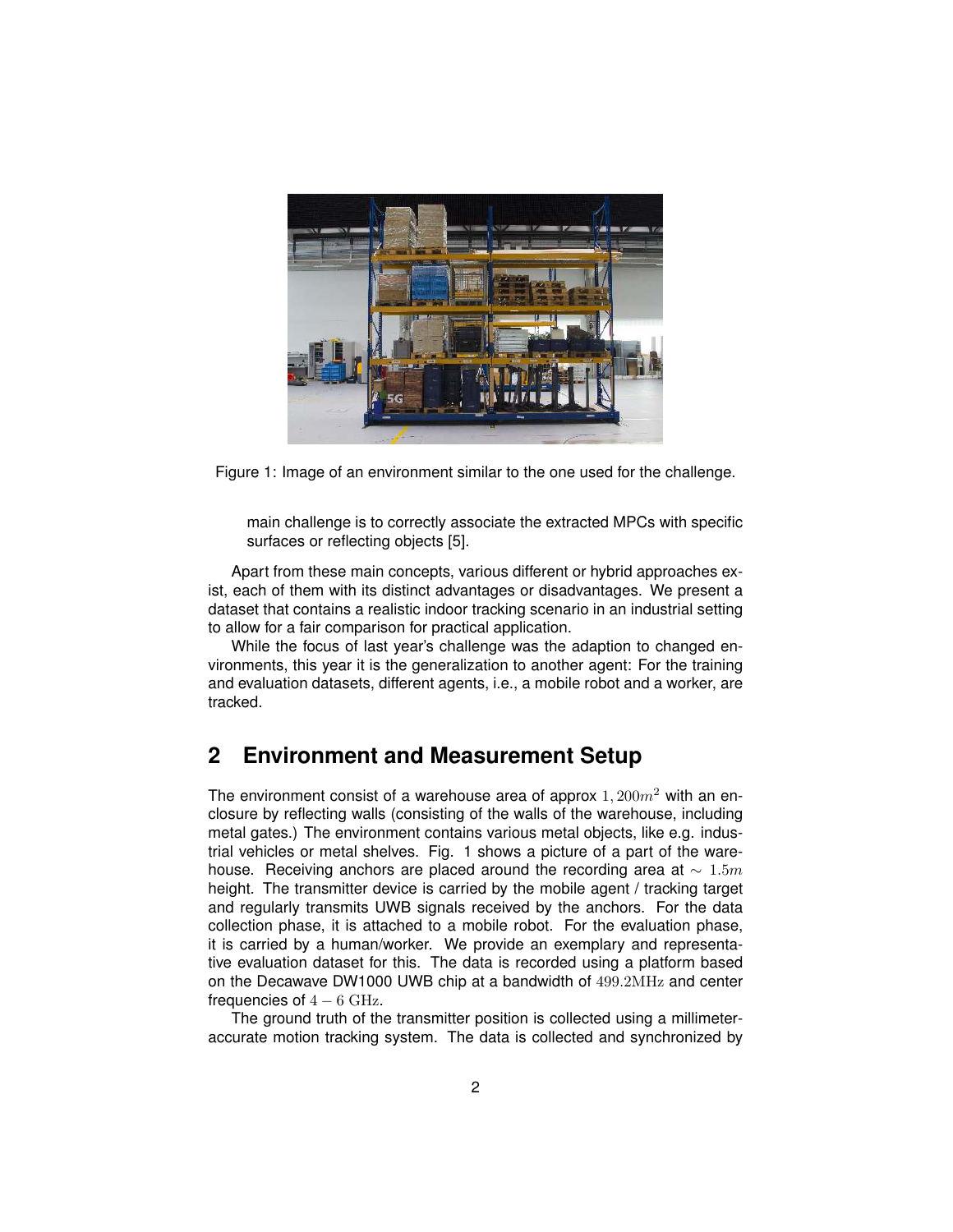Figure 1: Image of an environment similar to the one used for the challenge.

main challenge is to correctly associate the extracted MPCs with specific surfaces or reflecting objects [5].

Apart from these main concepts, various different or hybrid approaches exist, each of them with its distinct advantages or disadvantages. We present a dataset that contains a realistic indoor tracking scenario in an industrial setting to allow for a fair comparison for practical application.

While the focus of last year's challenge was the adaption to changed environments, this year it is the generalization to another agent: For the training and evaluation datasets, different agents, i.e., a mobile robot and a worker, are tracked.

## 2 Environment and Measurement Setup

The environment consist of a warehouse area of approx $1,200m^2$ with an enclosure by reflecting walls (consisting of the walls of the warehouse, including metal gates.) The environment contains various metal objects, like e.g. industrial vehicles or metal shelves. Fig. 1 shows a picture of a part of the warehouse. Receiving anchors are placed around the recording area at $\sim 1.5m$ height. The transmitter device is carried by the mobile agent / tracking target and regularly transmits UWB signals received by the anchors. For the data collection phase, it is attached to a mobile robot. For the evaluation phase, it is carried by a human/worker. We provide an exemplary and representative evaluation dataset for this. The data is recorded using a platform based on the Decawave DW1000 UWB chip at a bandwidth of $499.2\mathrm{MHz}$ and center frequencies of $4-6\ \mathrm{GHz}$.

The ground truth of the transmitter position is collected using a millimeter-accurate motion tracking system. The data is collected and synchronized by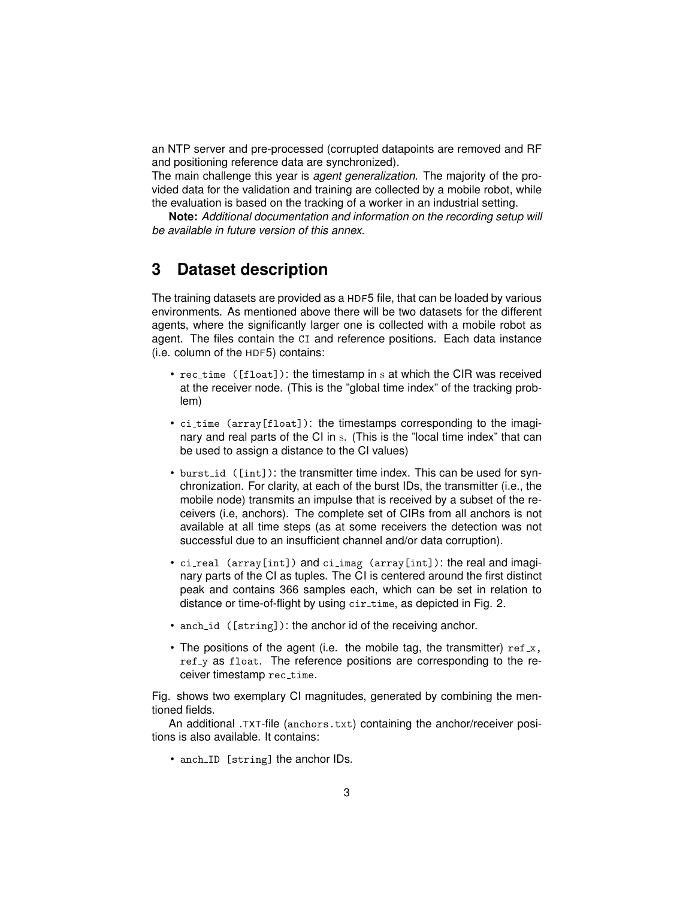an NTP server and pre-processed (corrupted datapoints are removed and RF and positioning reference data are synchronized).

The main challenge this year is *agent generalization*. The majority of the provided data for the validation and training are collected by a mobile robot, while the evaluation is based on the tracking of a worker in an industrial setting.

**Note:** *Additional documentation and information on the recording setup will be available in future version of this annex.*

## 3 Dataset description

The training datasets are provided as a HDF5 file, that can be loaded by various environments. As mentioned above there will be two datasets for the different agents, where the significantly larger one is collected with a mobile robot as agent. The files contain the CI and reference positions. Each data instance (i.e. column of the HDF5) contains:

- `rec_time ([float])`: the timestamp in $\mathrm{s}$ at which the CIR was received at the receiver node. (This is the "global time index" of the tracking problem)
- `ci_time (array[float])`: the timestamps corresponding to the imaginary and real parts of the CI in $\mathrm{s}$. (This is the "local time index" that can be used to assign a distance to the CI values)
- `burst_id ([int])`: the transmitter time index. This can be used for synchronization. For clarity, at each of the burst IDs, the transmitter (i.e., the mobile node) transmits an impulse that is received by a subset of the receivers (i.e, anchors). The complete set of CIRs from all anchors is not available at all time steps (as at some receivers the detection was not successful due to an insufficient channel and/or data corruption).
- `ci_real (array[int])` and `ci_imag (array[int])`: the real and imaginary parts of the CI as tuples. The CI is centered around the first distinct peak and contains 366 samples each, which can be set in relation to distance or time-of-flight by using `cir_time`, as depicted in Fig. 2.
- `anch_id ([string])`: the anchor id of the receiving anchor.
- The positions of the agent (i.e. the mobile tag, the transmitter) `ref_x`, `ref_y` as `float`. The reference positions are corresponding to the receiver timestamp `rec_time`.

Fig. shows two exemplary CI magnitudes, generated by combining the mentioned fields.

An additional .TXT-file (`anchors.txt`) containing the anchor/receiver positions is also available. It contains:

- `anch_ID [string]` the anchor IDs.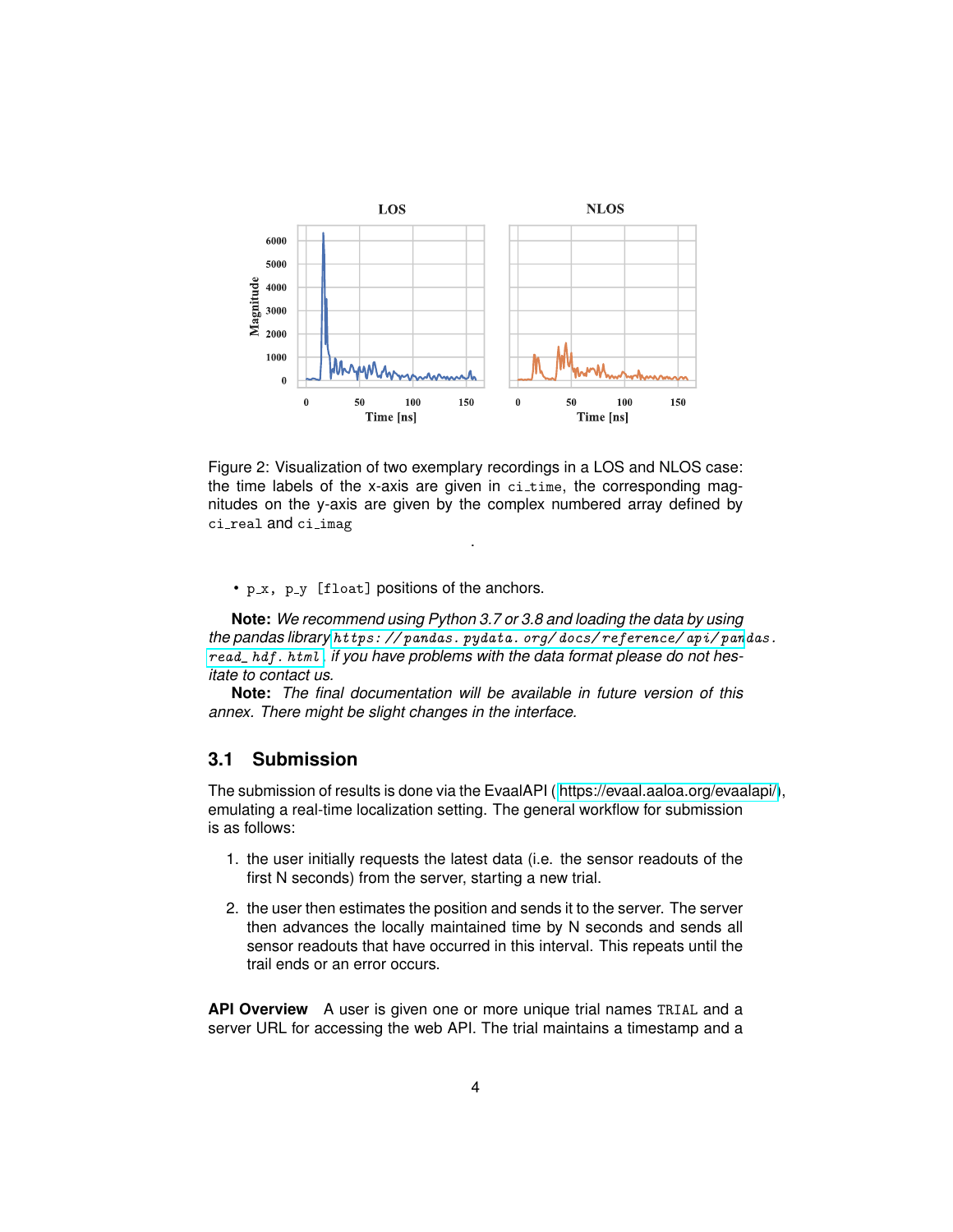Figure 2: Visualization of two exemplary recordings in a LOS and NLOS case: the time labels of the x-axis are given in `ci_time`, the corresponding magnitudes on the y-axis are given by the complex numbered array defined by `ci_real` and `ci_imag`

.

- `p_x, p_y [float]` positions of the anchors.

**Note:** *We recommend using Python 3.7 or 3.8 and loading the data by using the pandas library* https://pandas.pydata.org/docs/reference/api/pandas.read_hdf.html*, if you have problems with the data format please do not hesitate to contact us.*

**Note:** *The final documentation will be available in future version of this annex. There might be slight changes in the interface.*

## 3.1 Submission

The submission of results is done via the EvaalAPI (https://evaal.aaloa.org/evaalapi/), emulating a real-time localization setting. The general workflow for submission is as follows:

1. the user initially requests the latest data (i.e. the sensor readouts of the first N seconds) from the server, starting a new trial.
2. the user then estimates the position and sends it to the server. The server then advances the locally maintained time by N seconds and sends all sensor readouts that have occurred in this interval. This repeats until the trail ends or an error occurs.

**API Overview** A user is given one or more unique trial names `TRIAL` and a server URL for accessing the web API. The trial maintains a timestamp and a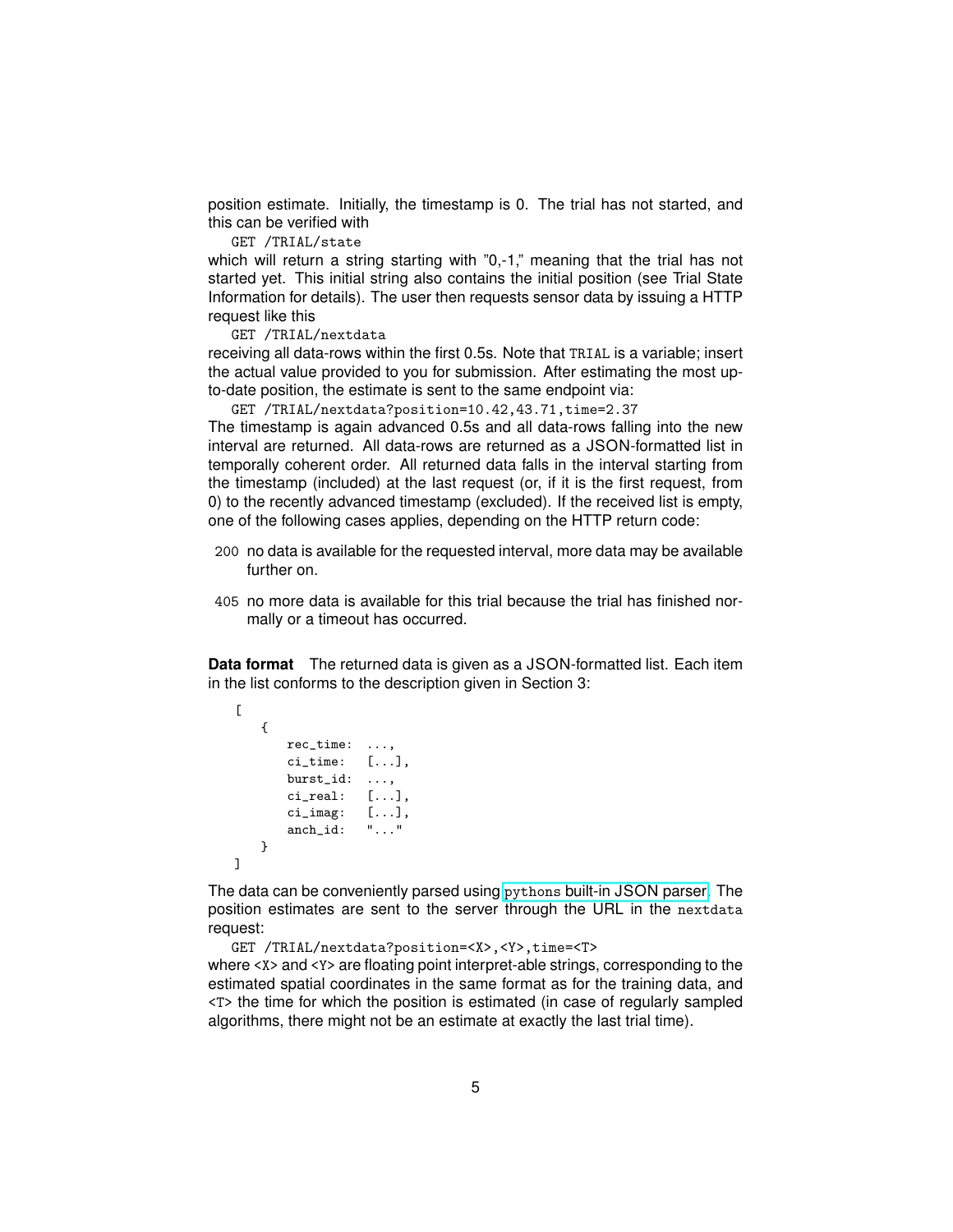position estimate. Initially, the timestamp is 0. The trial has not started, and this can be verified with

```
GET /TRIAL/state
```

which will return a string starting with "0,-1," meaning that the trial has not started yet. This initial string also contains the initial position (see Trial State Information for details). The user then requests sensor data by issuing a HTTP request like this

```
GET /TRIAL/nextdata
```

receiving all data-rows within the first 0.5s. Note that `TRIAL` is a variable; insert the actual value provided to you for submission. After estimating the most up-to-date position, the estimate is sent to the same endpoint via:

```
GET /TRIAL/nextdata?position=10.42,43.71,time=2.37
```

The timestamp is again advanced 0.5s and all data-rows falling into the new interval are returned. All data-rows are returned as a JSON-formatted list in temporally coherent order. All returned data falls in the interval starting from the timestamp (included) at the last request (or, if it is the first request, from 0) to the recently advanced timestamp (excluded). If the received list is empty, one of the following cases applies, depending on the HTTP return code:

- `200` no data is available for the requested interval, more data may be available further on.
- `405` no more data is available for this trial because the trial has finished normally or a timeout has occurred.

**Data format** The returned data is given as a JSON-formatted list. Each item in the list conforms to the description given in Section 3:

```
[
    {
        rec_time:  ...,
        ci_time:   [...],
        burst_id:  ...,
        ci_real:   [...],
        ci_imag:   [...],
        anch_id:   "..."
    }
]
```

The data can be conveniently parsed using `pythons` built-in JSON parser. The position estimates are sent to the server through the URL in the `nextdata` request:

```
GET /TRIAL/nextdata?position=<X>,<Y>,time=<T>
```

where `<X>` and `<Y>` are floating point interpret-able strings, corresponding to the estimated spatial coordinates in the same format as for the training data, and `<T>` the time for which the position is estimated (in case of regularly sampled algorithms, there might not be an estimate at exactly the last trial time).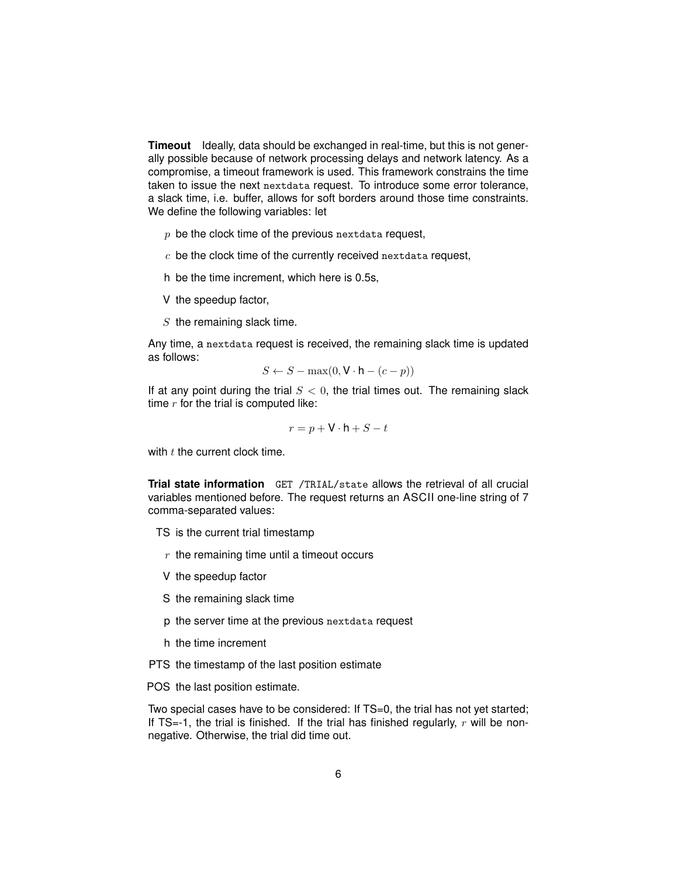**Timeout** Ideally, data should be exchanged in real-time, but this is not generally possible because of network processing delays and network latency. As a compromise, a timeout framework is used. This framework constrains the time taken to issue the next `nextdata` request. To introduce some error tolerance, a slack time, i.e. buffer, allows for soft borders around those time constraints. We define the following variables: let

- $p$ be the clock time of the previous `nextdata` request,
- $c$ be the clock time of the currently received `nextdata` request,
- $\mathsf{h}$ be the time increment, which here is 0.5s,
- $\mathsf{V}$ the speedup factor,
- $S$ the remaining slack time.

Any time, a `nextdata` request is received, the remaining slack time is updated as follows:

$$S \leftarrow S - \max(0, \mathsf{V} \cdot \mathsf{h} - (c - p))$$

If at any point during the trial $S < 0$, the trial times out. The remaining slack time $r$ for the trial is computed like:

$$r = p + \mathsf{V} \cdot \mathsf{h} + S - t$$

with $t$ the current clock time.

**Trial state information** `GET /TRIAL/state` allows the retrieval of all crucial variables mentioned before. The request returns an ASCII one-line string of 7 comma-separated values:

- TS is the current trial timestamp
- $r$ the remaining time until a timeout occurs
- V the speedup factor
- S the remaining slack time
- p the server time at the previous `nextdata` request
- h the time increment
- PTS the timestamp of the last position estimate
- POS the last position estimate.

Two special cases have to be considered: If TS=0, the trial has not yet started; If TS=-1, the trial is finished. If the trial has finished regularly, $r$ will be non-negative. Otherwise, the trial did time out.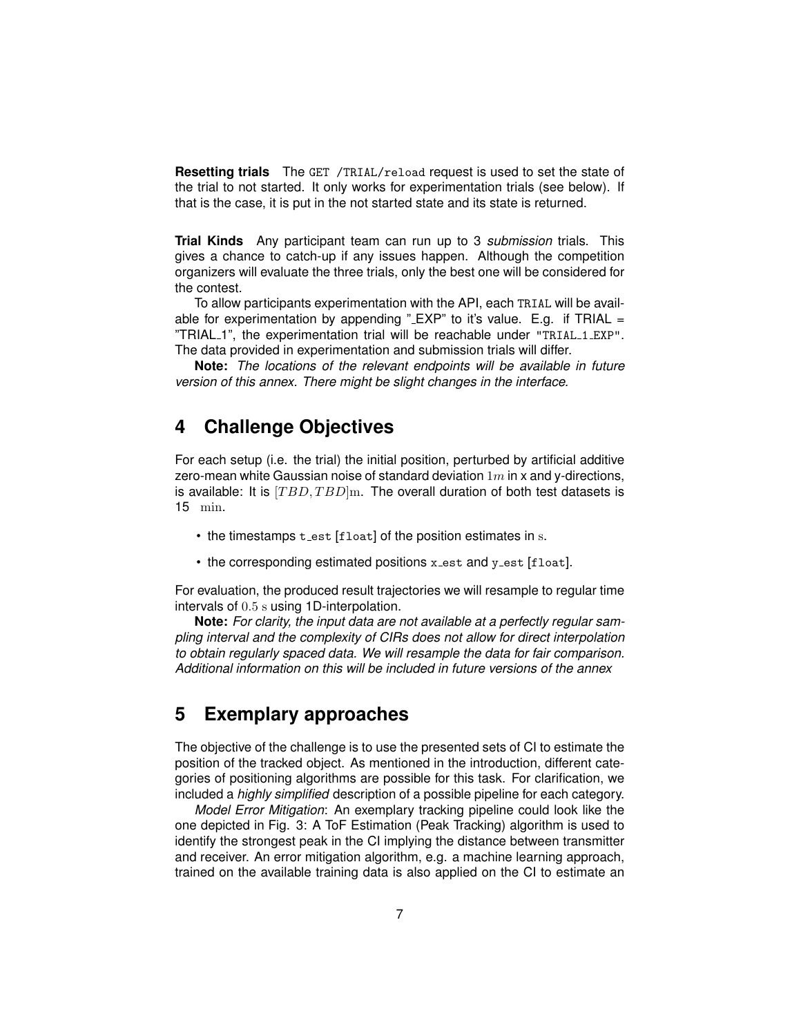**Resetting trials** The `GET /TRIAL/reload` request is used to set the state of the trial to not started. It only works for experimentation trials (see below). If that is the case, it is put in the not started state and its state is returned.

**Trial Kinds** Any participant team can run up to 3 *submission* trials. This gives a chance to catch-up if any issues happen. Although the competition organizers will evaluate the three trials, only the best one will be considered for the contest.

To allow participants experimentation with the API, each `TRIAL` will be available for experimentation by appending "_EXP" to it's value. E.g. if TRIAL = "TRIAL_1", the experimentation trial will be reachable under `"TRIAL_1_EXP"`. The data provided in experimentation and submission trials will differ.

**Note:** *The locations of the relevant endpoints will be available in future version of this annex. There might be slight changes in the interface.*

## 4 Challenge Objectives

For each setup (i.e. the trial) the initial position, perturbed by artificial additive zero-mean white Gaussian noise of standard deviation $1m$ in x and y-directions, is available: It is $[TBD, TBD]$m. The overall duration of both test datasets is 15 min.

- the timestamps `t_est` [`float`] of the position estimates in s.
- the corresponding estimated positions `x_est` and `y_est` [`float`].

For evaluation, the produced result trajectories we will resample to regular time intervals of $0.5$ s using 1D-interpolation.

**Note:** *For clarity, the input data are not available at a perfectly regular sampling interval and the complexity of CIRs does not allow for direct interpolation to obtain regularly spaced data. We will resample the data for fair comparison. Additional information on this will be included in future versions of the annex*

## 5 Exemplary approaches

The objective of the challenge is to use the presented sets of CI to estimate the position of the tracked object. As mentioned in the introduction, different categories of positioning algorithms are possible for this task. For clarification, we included a *highly simplified* description of a possible pipeline for each category.

*Model Error Mitigation*: An exemplary tracking pipeline could look like the one depicted in Fig. 3: A ToF Estimation (Peak Tracking) algorithm is used to identify the strongest peak in the CI implying the distance between transmitter and receiver. An error mitigation algorithm, e.g. a machine learning approach, trained on the available training data is also applied on the CI to estimate an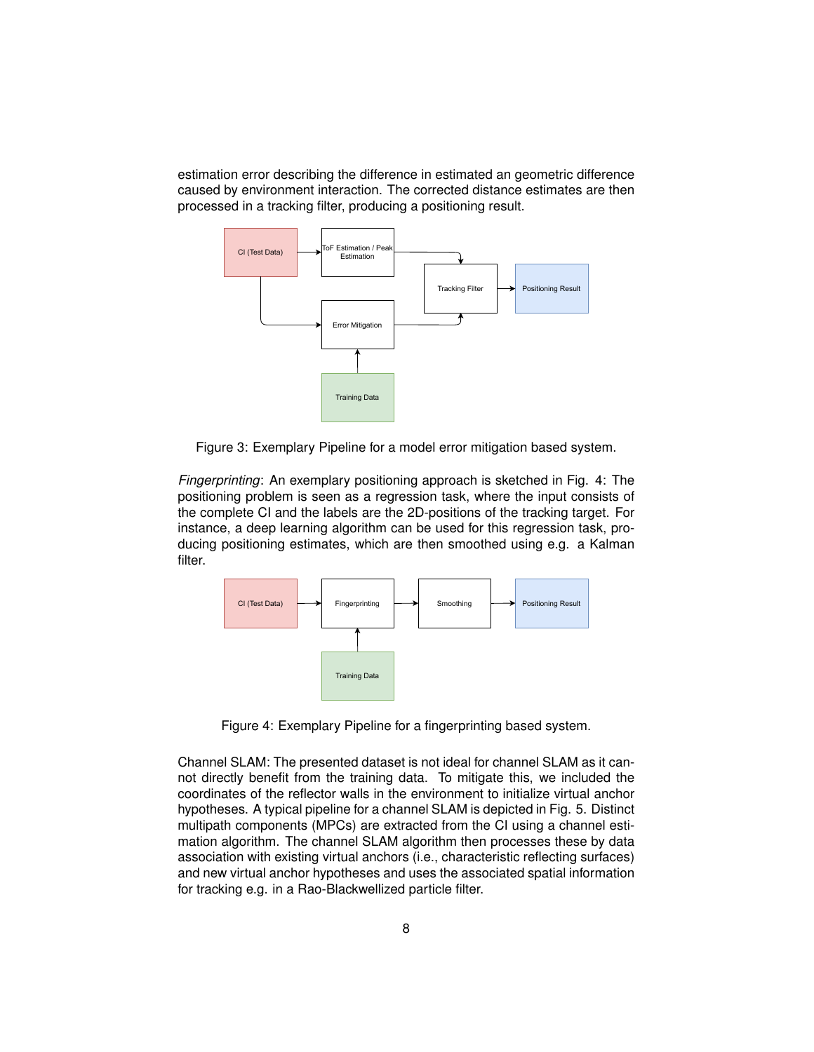estimation error describing the difference in estimated an geometric difference caused by environment interaction. The corrected distance estimates are then processed in a tracking filter, producing a positioning result.

Figure 3: Exemplary Pipeline for a model error mitigation based system.

*Fingerprinting*: An exemplary positioning approach is sketched in Fig. 4: The positioning problem is seen as a regression task, where the input consists of the complete CI and the labels are the 2D-positions of the tracking target. For instance, a deep learning algorithm can be used for this regression task, producing positioning estimates, which are then smoothed using e.g. a Kalman filter.

Figure 4: Exemplary Pipeline for a fingerprinting based system.

Channel SLAM: The presented dataset is not ideal for channel SLAM as it cannot directly benefit from the training data. To mitigate this, we included the coordinates of the reflector walls in the environment to initialize virtual anchor hypotheses. A typical pipeline for a channel SLAM is depicted in Fig. 5. Distinct multipath components (MPCs) are extracted from the CI using a channel estimation algorithm. The channel SLAM algorithm then processes these by data association with existing virtual anchors (i.e., characteristic reflecting surfaces) and new virtual anchor hypotheses and uses the associated spatial information for tracking e.g. in a Rao-Blackwellized particle filter.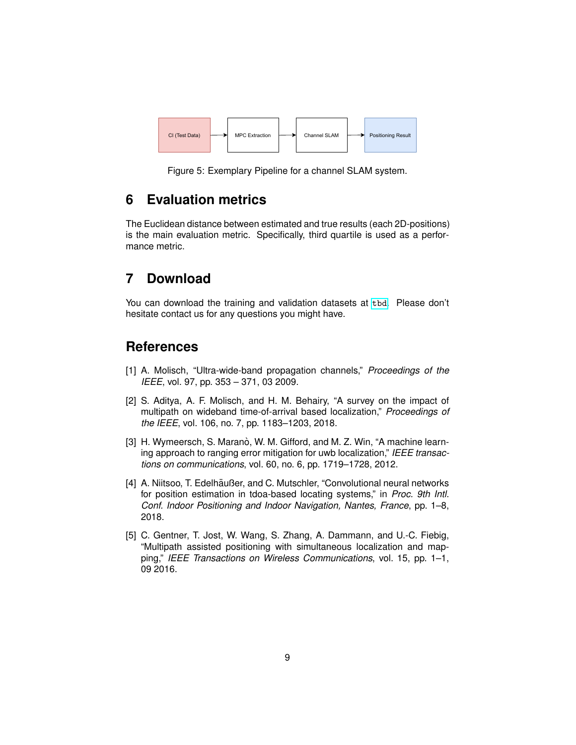CI (Test Data)

MPC Extraction

Channel SLAM

Positioning Result

Figure 5: Exemplary Pipeline for a channel SLAM system.

## 6 Evaluation metrics

The Euclidean distance between estimated and true results (each 2D-positions) is the main evaluation metric. Specifically, third quartile is used as a performance metric.

## 7 Download

You can download the training and validation datasets at `tbd`. Please don't hesitate contact us for any questions you might have.

## References

[1] A. Molisch, "Ultra-wide-band propagation channels," *Proceedings of the IEEE*, vol. 97, pp. 353 – 371, 03 2009.

[2] S. Aditya, A. F. Molisch, and H. M. Behairy, "A survey on the impact of multipath on wideband time-of-arrival based localization," *Proceedings of the IEEE*, vol. 106, no. 7, pp. 1183–1203, 2018.

[3] H. Wymeersch, S. Maranò, W. M. Gifford, and M. Z. Win, "A machine learning approach to ranging error mitigation for uwb localization," *IEEE transactions on communications*, vol. 60, no. 6, pp. 1719–1728, 2012.

[4] A. Niitsoo, T. Edelhäußer, and C. Mutschler, "Convolutional neural networks for position estimation in tdoa-based locating systems," in *Proc. 9th Intl. Conf. Indoor Positioning and Indoor Navigation, Nantes, France*, pp. 1–8, 2018.

[5] C. Gentner, T. Jost, W. Wang, S. Zhang, A. Dammann, and U.-C. Fiebig, "Multipath assisted positioning with simultaneous localization and mapping," *IEEE Transactions on Wireless Communications*, vol. 15, pp. 1–1, 09 2016.